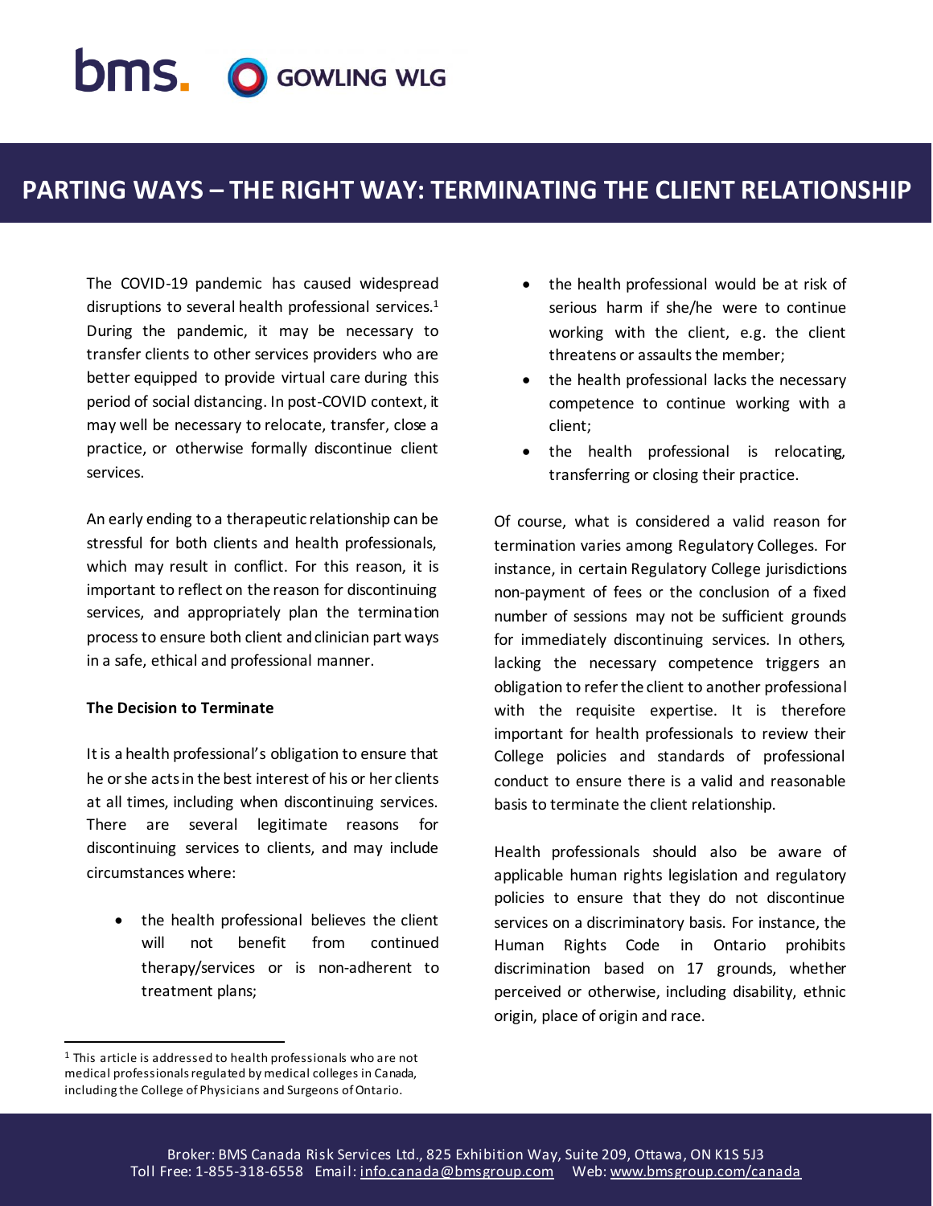# PARTING WAYS – THE RIGHT WAY: TERMINATING THE CLIENT RELATIONSHIP

The COVID-19 pandemic has caused widespread disruptions to several health professional services.[1] During the pandemic, it may be necessary to transfer clients to other services providers who are better equipped to provide virtual care during this period of social distancing. In post-COVID context, it may well be necessary to relocate, transfer, close a practice, or otherwise formally discontinue client services.

An early ending to a therapeutic relationship can be stressful for both clients and health professionals, which may result in conflict. For this reason, it is important to reflect on the reason for discontinuing services, and appropriately plan the termination process to ensure both client and clinician part ways in a safe, ethical and professional manner.

**The Decision to Terminate**

It is a health professional's obligation to ensure that he or she acts in the best interest of his or her clients at all times, including when discontinuing services. There are several legitimate reasons for discontinuing services to clients, and may include circumstances where:

- the health professional believes the client will not benefit from continued therapy/services or is non-adherent to treatment plans;
- the health professional would be at risk of serious harm if she/he were to continue working with the client, e.g. the client threatens or assaults the member;
- the health professional lacks the necessary competence to continue working with a client;
- the health professional is relocating, transferring or closing their practice.

Of course, what is considered a valid reason for termination varies among Regulatory Colleges. For instance, in certain Regulatory College jurisdictions non-payment of fees or the conclusion of a fixed number of sessions may not be sufficient grounds for immediately discontinuing services. In others, lacking the necessary competence triggers an obligation to refer the client to another professional with the requisite expertise. It is therefore important for health professionals to review their College policies and standards of professional conduct to ensure there is a valid and reasonable basis to terminate the client relationship.

Health professionals should also be aware of applicable human rights legislation and regulatory policies to ensure that they do not discontinue services on a discriminatory basis. For instance, the Human Rights Code in Ontario prohibits discrimination based on 17 grounds, whether perceived or otherwise, including disability, ethnic origin, place of origin and race.

[1] This article is addressed to health professionals who are not medical professionals regulated by medical colleges in Canada, including the College of Physicians and Surgeons of Ontario.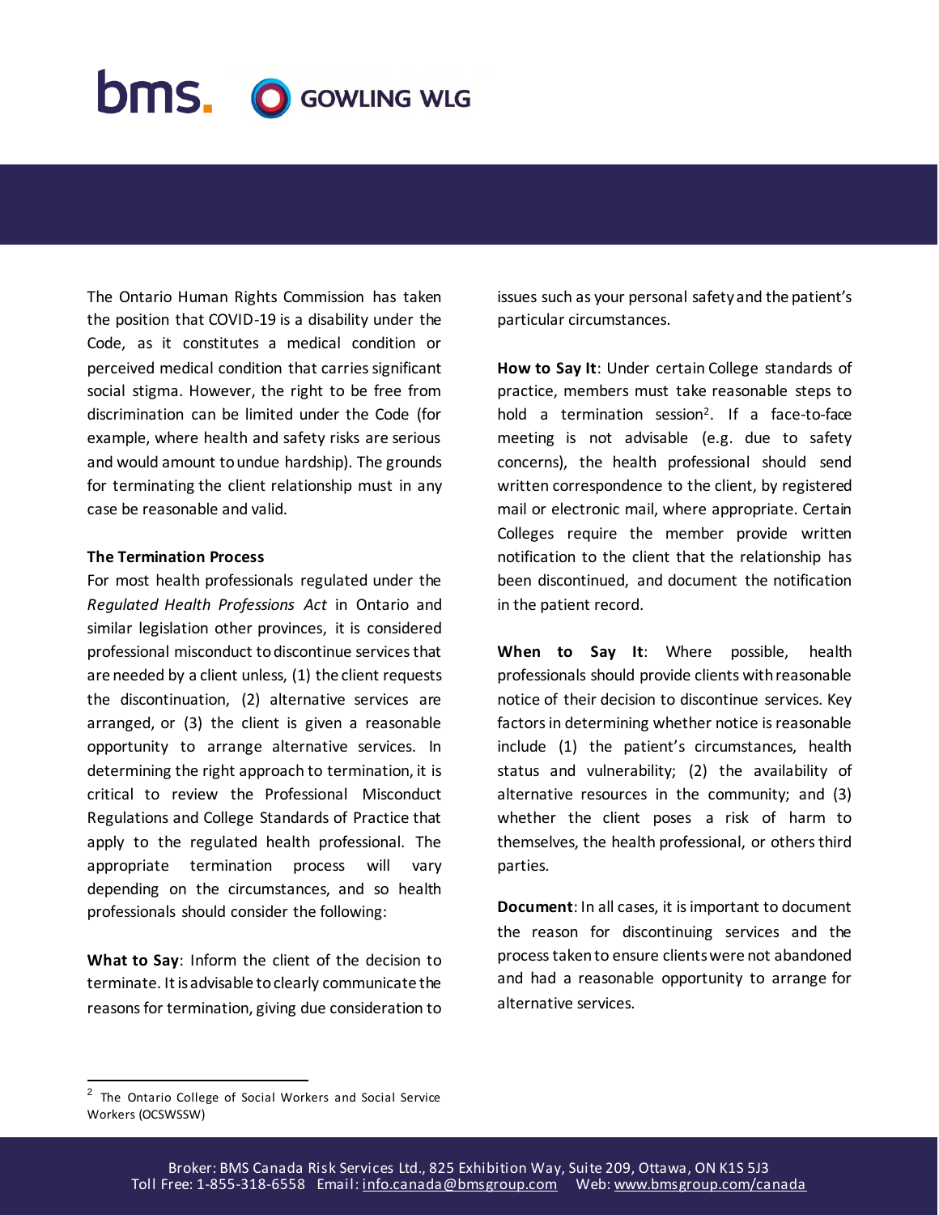The Ontario Human Rights Commission has taken the position that COVID-19 is a disability under the Code, as it constitutes a medical condition or perceived medical condition that carries significant social stigma. However, the right to be free from discrimination can be limited under the Code (for example, where health and safety risks are serious and would amount to undue hardship). The grounds for terminating the client relationship must in any case be reasonable and valid.

**The Termination Process**

For most health professionals regulated under the *Regulated Health Professions Act* in Ontario and similar legislation other provinces, it is considered professional misconduct to discontinue services that are needed by a client unless, (1) the client requests the discontinuation, (2) alternative services are arranged, or (3) the client is given a reasonable opportunity to arrange alternative services. In determining the right approach to termination, it is critical to review the Professional Misconduct Regulations and College Standards of Practice that apply to the regulated health professional. The appropriate termination process will vary depending on the circumstances, and so health professionals should consider the following:

**What to Say**: Inform the client of the decision to terminate. It is advisable to clearly communicate the reasons for termination, giving due consideration to issues such as your personal safety and the patient's particular circumstances.

**How to Say It**: Under certain College standards of practice, members must take reasonable steps to hold a termination session[2]. If a face-to-face meeting is not advisable (e.g. due to safety concerns), the health professional should send written correspondence to the client, by registered mail or electronic mail, where appropriate. Certain Colleges require the member provide written notification to the client that the relationship has been discontinued, and document the notification in the patient record.

**When to Say It**: Where possible, health professionals should provide clients with reasonable notice of their decision to discontinue services. Key factors in determining whether notice is reasonable include (1) the patient's circumstances, health status and vulnerability; (2) the availability of alternative resources in the community; and (3) whether the client poses a risk of harm to themselves, the health professional, or others third parties.

**Document**: In all cases, it is important to document the reason for discontinuing services and the process taken to ensure clients were not abandoned and had a reasonable opportunity to arrange for alternative services.

[2] The Ontario College of Social Workers and Social Service Workers (OCSWSSW)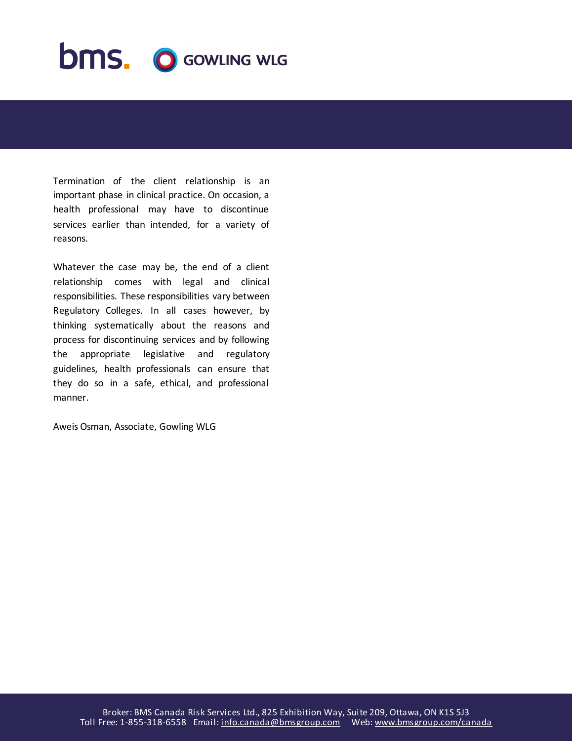Termination of the client relationship is an important phase in clinical practice. On occasion, a health professional may have to discontinue services earlier than intended, for a variety of reasons.

Whatever the case may be, the end of a client relationship comes with legal and clinical responsibilities. These responsibilities vary between Regulatory Colleges. In all cases however, by thinking systematically about the reasons and process for discontinuing services and by following the appropriate legislative and regulatory guidelines, health professionals can ensure that they do so in a safe, ethical, and professional manner.

Aweis Osman, Associate, Gowling WLG